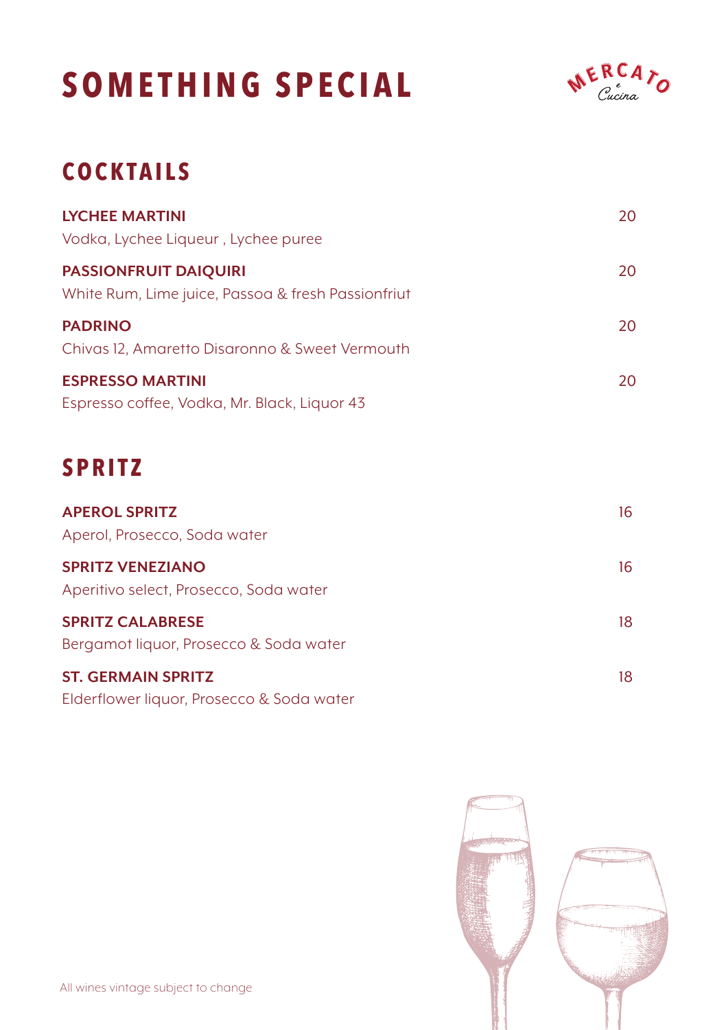# SOMETHING SPECIAL

MERCATO e Cucina

## COCKTAILS

**LYCHEE MARTINI** 20
Vodka, Lychee Liqueur , Lychee puree

**PASSIONFRUIT DAIQUIRI** 20
White Rum, Lime juice, Passoa & fresh Passionfriut

**PADRINO** 20
Chivas 12, Amaretto Disaronno & Sweet Vermouth

**ESPRESSO MARTINI** 20
Espresso coffee, Vodka, Mr. Black, Liquor 43

## SPRITZ

**APEROL SPRITZ** 16
Aperol, Prosecco, Soda water

**SPRITZ VENEZIANO** 16
Aperitivo select, Prosecco, Soda water

**SPRITZ CALABRESE** 18
Bergamot liquor, Prosecco & Soda water

**ST. GERMAIN SPRITZ** 18
Elderflower liquor, Prosecco & Soda water

All wines vintage subject to change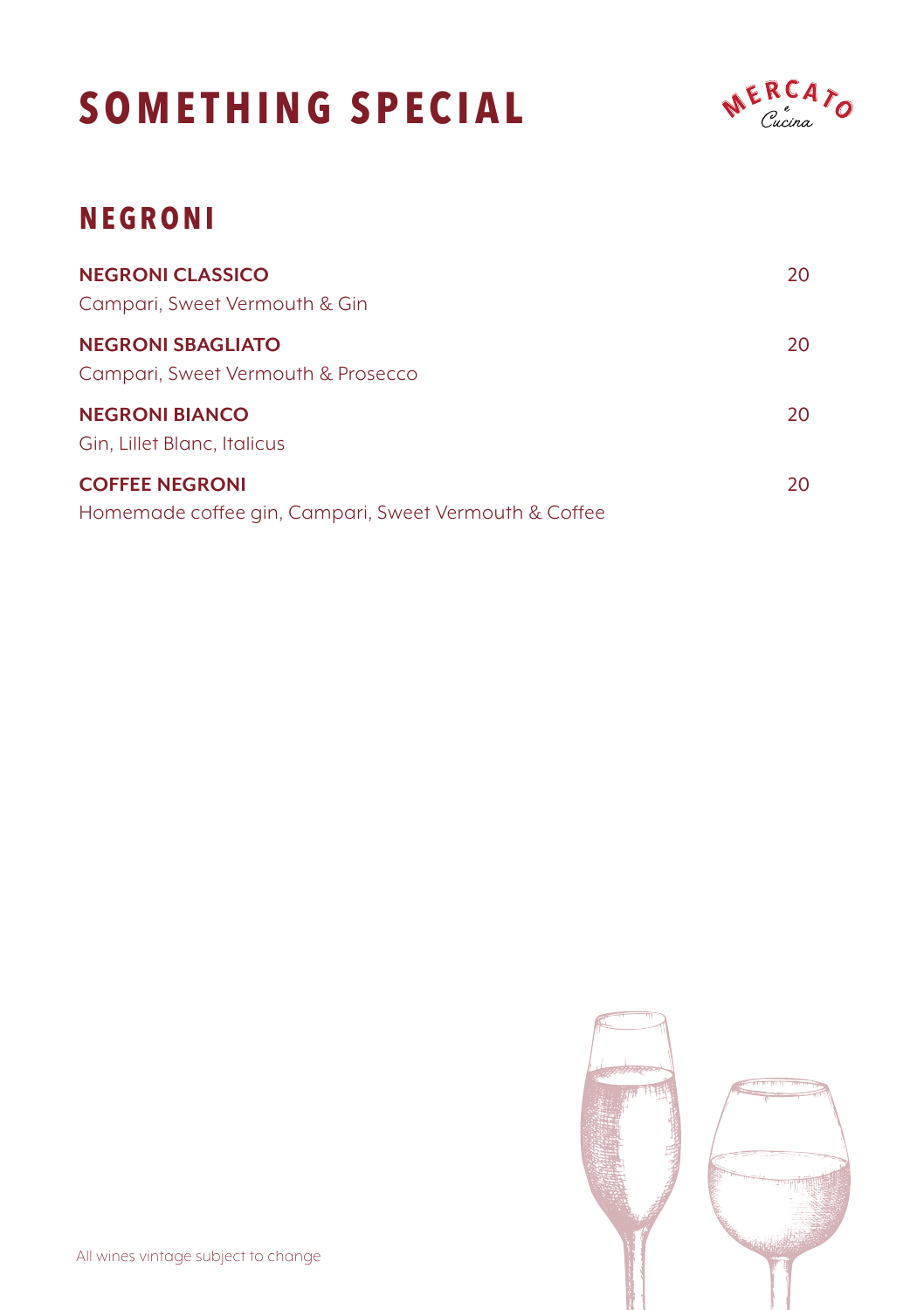# SOMETHING SPECIAL

MERCATO e Cucina

## NEGRONI

**NEGRONI CLASSICO** 20
Campari, Sweet Vermouth & Gin

**NEGRONI SBAGLIATO** 20
Campari, Sweet Vermouth & Prosecco

**NEGRONI BIANCO** 20
Gin, Lillet Blanc, Italicus

**COFFEE NEGRONI** 20
Homemade coffee gin, Campari, Sweet Vermouth & Coffee

All wines vintage subject to change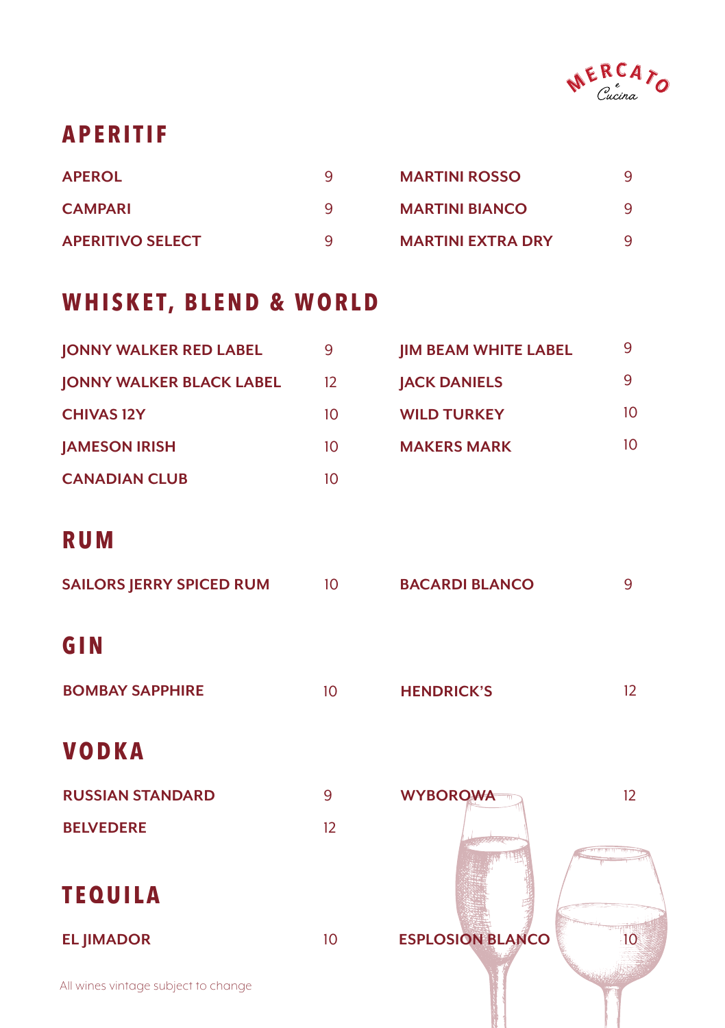MERCATO e Cucina

## APERITIF

| | | | |
|---|---|---|---|
| APEROL | 9 | MARTINI ROSSO | 9 |
| CAMPARI | 9 | MARTINI BIANCO | 9 |
| APERITIVO SELECT | 9 | MARTINI EXTRA DRY | 9 |

## WHISKET, BLEND & WORLD

| | | | |
|---|---|---|---|
| JONNY WALKER RED LABEL | 9 | JIM BEAM WHITE LABEL | 9 |
| JONNY WALKER BLACK LABEL | 12 | JACK DANIELS | 9 |
| CHIVAS 12Y | 10 | WILD TURKEY | 10 |
| JAMESON IRISH | 10 | MAKERS MARK | 10 |
| CANADIAN CLUB | 10 | | |

## RUM

| | | | |
|---|---|---|---|
| SAILORS JERRY SPICED RUM | 10 | BACARDI BLANCO | 9 |

## GIN

| | | | |
|---|---|---|---|
| BOMBAY SAPPHIRE | 10 | HENDRICK'S | 12 |

## VODKA

| | | | |
|---|---|---|---|
| RUSSIAN STANDARD | 9 | WYBOROWA | 12 |
| BELVEDERE | 12 | | |

## TEQUILA

| | | | |
|---|---|---|---|
| EL JIMADOR | 10 | ESPLOSION BLANCO | 10 |

All wines vintage subject to change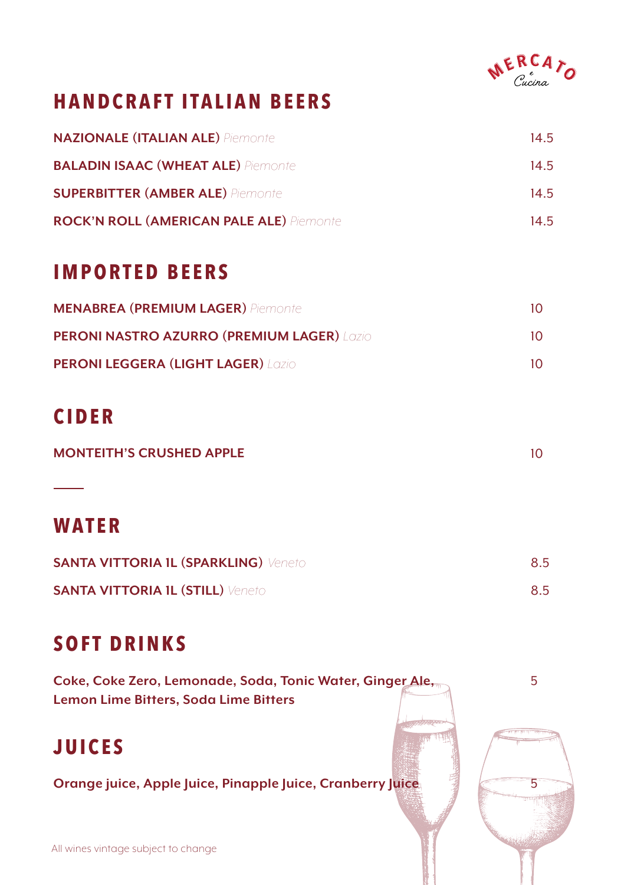MERCATO e Cucina

## HANDCRAFT ITALIAN BEERS

| Item | Price |
|---|---|
| **NAZIONALE (ITALIAN ALE)** *Piemonte* | 14.5 |
| **BALADIN ISAAC (WHEAT ALE)** *Piemonte* | 14.5 |
| **SUPERBITTER (AMBER ALE)** *Piemonte* | 14.5 |
| **ROCK'N ROLL (AMERICAN PALE ALE)** *Piemonte* | 14.5 |

## IMPORTED BEERS

| Item | Price |
|---|---|
| **MENABREA (PREMIUM LAGER)** *Piemonte* | 10 |
| **PERONI NASTRO AZURRO (PREMIUM LAGER)** *Lazio* | 10 |
| **PERONI LEGGERA (LIGHT LAGER)** *Lazio* | 10 |

## CIDER

| Item | Price |
|---|---|
| **MONTEITH'S CRUSHED APPLE** | 10 |

---

## WATER

| Item | Price |
|---|---|
| **SANTA VITTORIA 1L (SPARKLING)** *Veneto* | 8.5 |
| **SANTA VITTORIA 1L (STILL)** *Veneto* | 8.5 |

## SOFT DRINKS

**Coke, Coke Zero, Lemonade, Soda, Tonic Water, Ginger Ale, Lemon Lime Bitters, Soda Lime Bitters** — 5

## JUICES

**Orange juice, Apple Juice, Pinapple Juice, Cranberry Juice** — 5

All wines vintage subject to change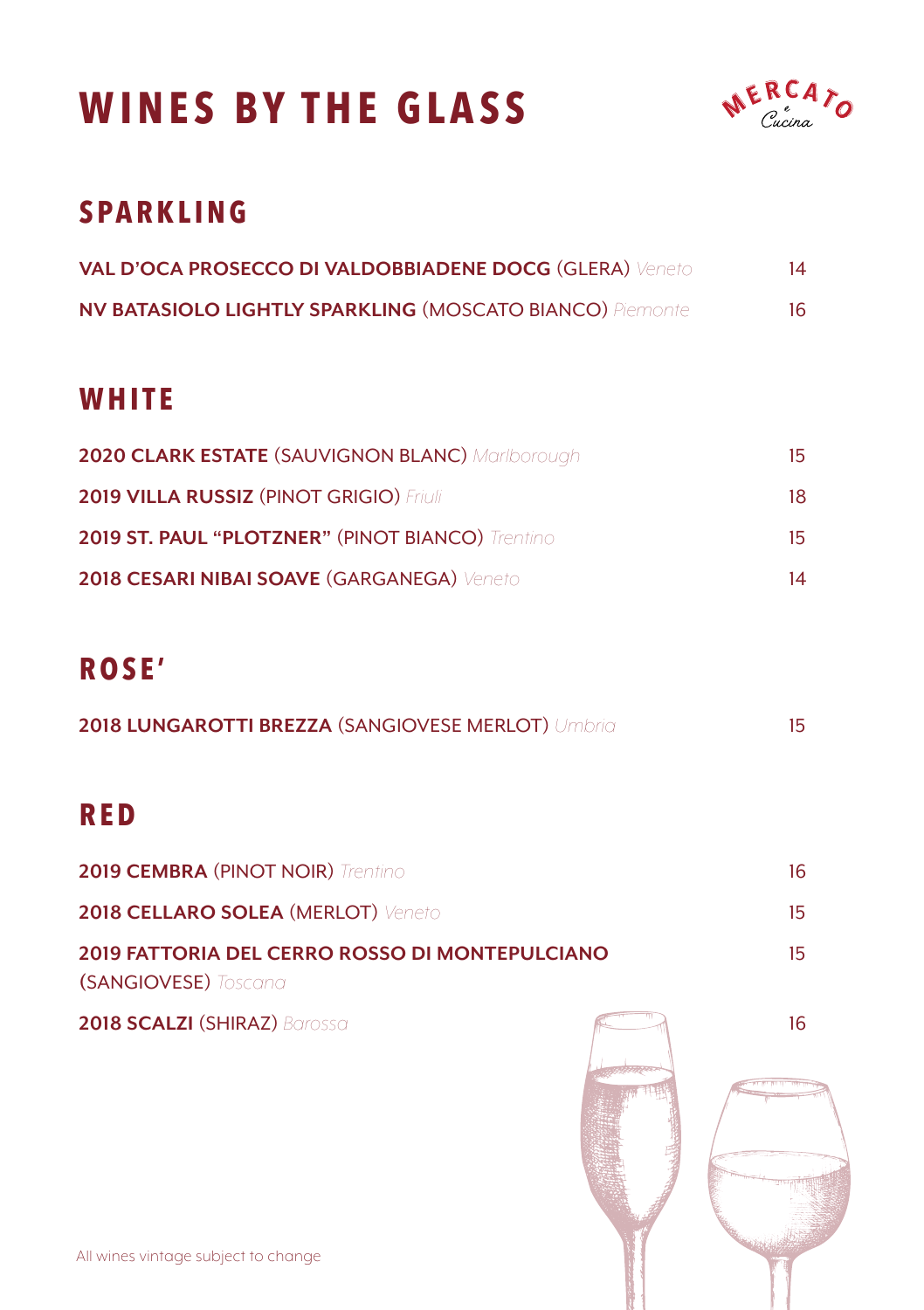# WINES BY THE GLASS

MERCATO e Cucina

## SPARKLING

| Wine | Price |
|---|---|
| **VAL D'OCA PROSECCO DI VALDOBBIADENE DOCG** (GLERA) *Veneto* | 14 |
| **NV BATASIOLO LIGHTLY SPARKLING** (MOSCATO BIANCO) *Piemonte* | 16 |

## WHITE

| Wine | Price |
|---|---|
| **2020 CLARK ESTATE** (SAUVIGNON BLANC) *Marlborough* | 15 |
| **2019 VILLA RUSSIZ** (PINOT GRIGIO) *Friuli* | 18 |
| **2019 ST. PAUL "PLOTZNER"** (PINOT BIANCO) *Trentino* | 15 |
| **2018 CESARI NIBAI SOAVE** (GARGANEGA) *Veneto* | 14 |

## ROSE'

| Wine | Price |
|---|---|
| **2018 LUNGAROTTI BREZZA** (SANGIOVESE MERLOT) *Umbria* | 15 |

## RED

| Wine | Price |
|---|---|
| **2019 CEMBRA** (PINOT NOIR) *Trentino* | 16 |
| **2018 CELLARO SOLEA** (MERLOT) *Veneto* | 15 |
| **2019 FATTORIA DEL CERRO ROSSO DI MONTEPULCIANO** (SANGIOVESE) *Toscana* | 15 |
| **2018 SCALZI** (SHIRAZ) *Barossa* | 16 |

All wines vintage subject to change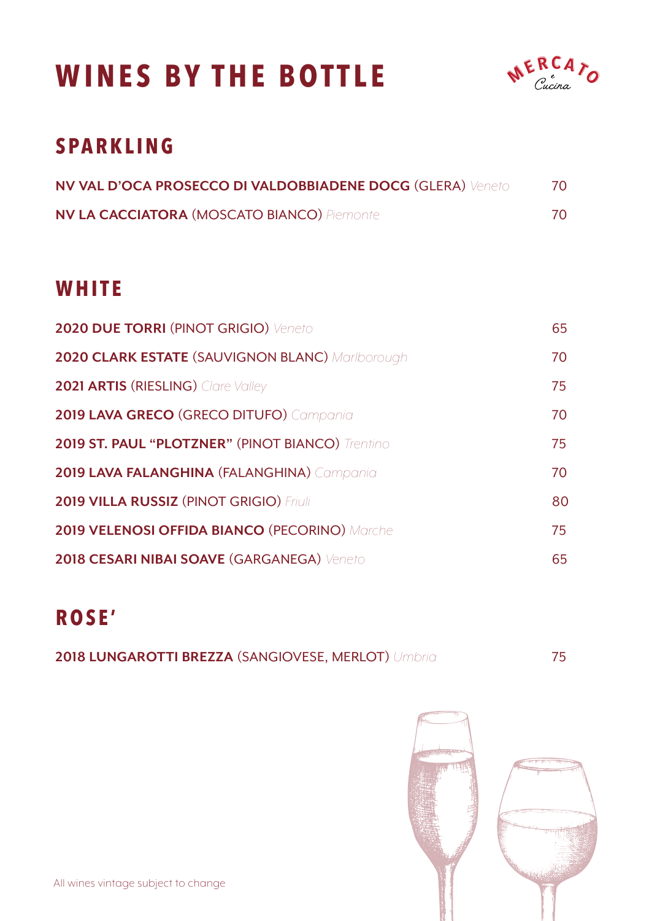# WINES BY THE BOTTLE

MERCATO e Cucina

## SPARKLING

**NV VAL D'OCA PROSECCO DI VALDOBBIADENE DOCG** (GLERA) *Veneto* 70

**NV LA CACCIATORA** (MOSCATO BIANCO) *Piemonte* 70

## WHITE

**2020 DUE TORRI** (PINOT GRIGIO) *Veneto* 65

**2020 CLARK ESTATE** (SAUVIGNON BLANC) *Marlborough* 70

**2021 ARTIS** (RIESLING) *Clare Valley* 75

**2019 LAVA GRECO** (GRECO DITUFO) *Campania* 70

**2019 ST. PAUL "PLOTZNER"** (PINOT BIANCO) *Trentino* 75

**2019 LAVA FALANGHINA** (FALANGHINA) *Campania* 70

**2019 VILLA RUSSIZ** (PINOT GRIGIO) *Friuli* 80

**2019 VELENOSI OFFIDA BIANCO** (PECORINO) *Marche* 75

**2018 CESARI NIBAI SOAVE** (GARGANEGA) *Veneto* 65

## ROSE'

**2018 LUNGAROTTI BREZZA** (SANGIOVESE, MERLOT) *Umbria* 75

All wines vintage subject to change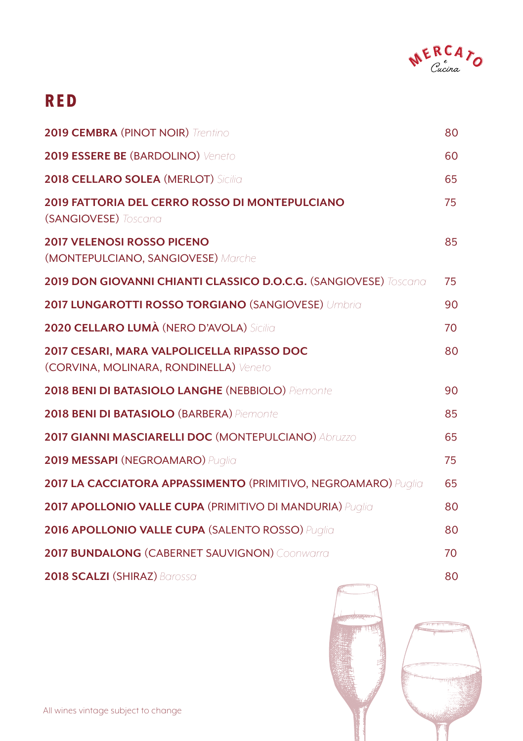# RED

| Wine | Price |
|---|---|
| **2019 CEMBRA** (PINOT NOIR) *Trentino* | 80 |
| **2019 ESSERE BE** (BARDOLINO) *Veneto* | 60 |
| **2018 CELLARO SOLEA** (MERLOT) *Sicilia* | 65 |
| **2019 FATTORIA DEL CERRO ROSSO DI MONTEPULCIANO** (SANGIOVESE) *Toscana* | 75 |
| **2017 VELENOSI ROSSO PICENO** (MONTEPULCIANO, SANGIOVESE) *Marche* | 85 |
| **2019 DON GIOVANNI CHIANTI CLASSICO D.O.C.G.** (SANGIOVESE) *Toscana* | 75 |
| **2017 LUNGAROTTI ROSSO TORGIANO** (SANGIOVESE) *Umbria* | 90 |
| **2020 CELLARO LUMÀ** (NERO D'AVOLA) *Sicilia* | 70 |
| **2017 CESARI, MARA VALPOLICELLA RIPASSO DOC** (CORVINA, MOLINARA, RONDINELLA) *Veneto* | 80 |
| **2018 BENI DI BATASIOLO LANGHE** (NEBBIOLO) *Piemonte* | 90 |
| **2018 BENI DI BATASIOLO** (BARBERA) *Piemonte* | 85 |
| **2017 GIANNI MASCIARELLI DOC** (MONTEPULCIANO) *Abruzzo* | 65 |
| **2019 MESSAPI** (NEGROAMARO) *Puglia* | 75 |
| **2017 LA CACCIATORA APPASSIMENTO** (PRIMITIVO, NEGROAMARO) *Puglia* | 65 |
| **2017 APOLLONIO VALLE CUPA** (PRIMITIVO DI MANDURIA) *Puglia* | 80 |
| **2016 APOLLONIO VALLE CUPA** (SALENTO ROSSO) *Puglia* | 80 |
| **2017 BUNDALONG** (CABERNET SAUVIGNON) *Coonwarra* | 70 |
| **2018 SCALZI** (SHIRAZ) *Barossa* | 80 |

All wines vintage subject to change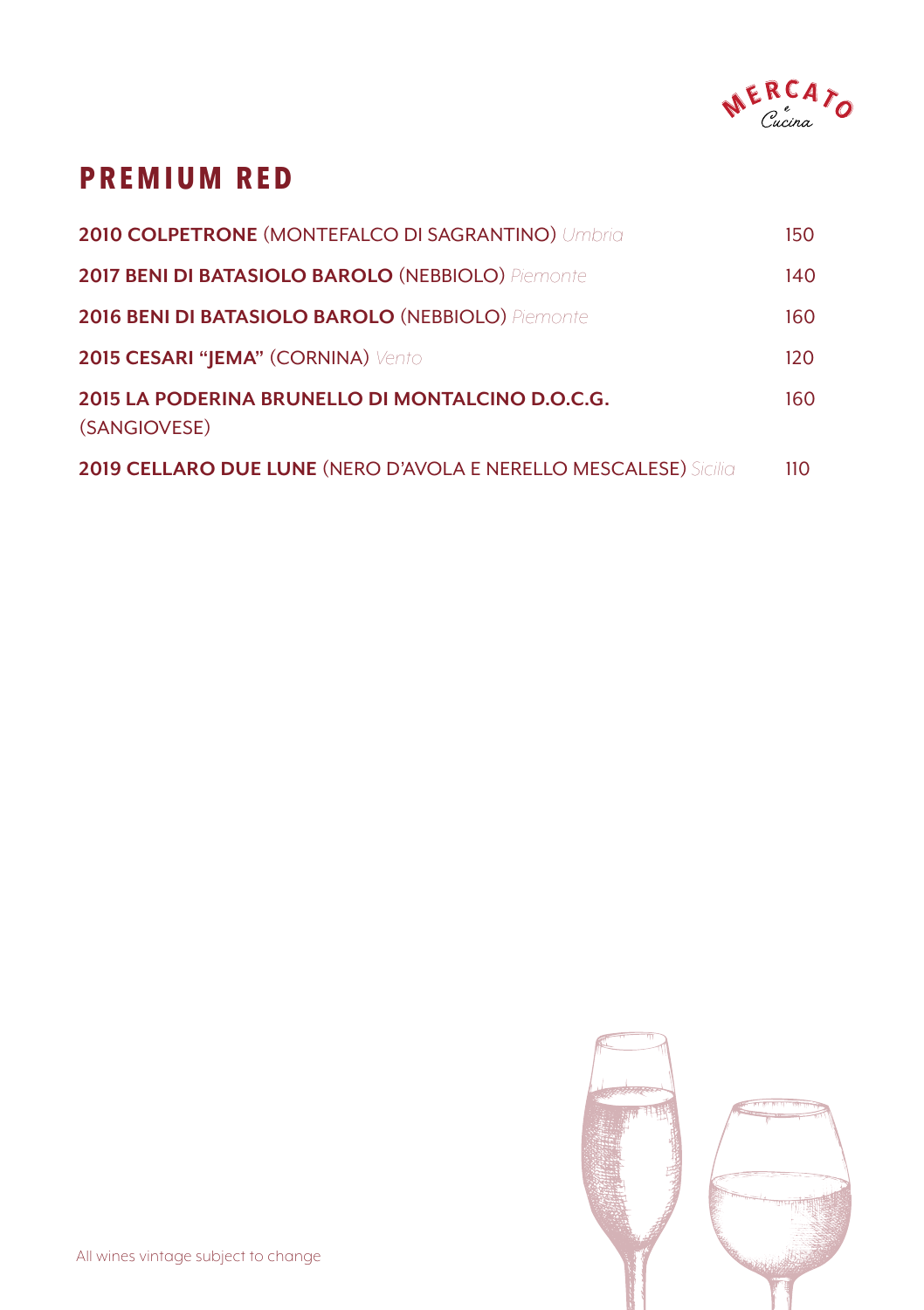# PREMIUM RED

| | |
|---|---|
| **2010 COLPETRONE** (MONTEFALCO DI SAGRANTINO) *Umbria* | 150 |
| **2017 BENI DI BATASIOLO BAROLO** (NEBBIOLO) *Piemonte* | 140 |
| **2016 BENI DI BATASIOLO BAROLO** (NEBBIOLO) *Piemonte* | 160 |
| **2015 CESARI "JEMA"** (CORNINA) *Vento* | 120 |
| **2015 LA PODERINA BRUNELLO DI MONTALCINO D.O.C.G.** (SANGIOVESE) | 160 |
| **2019 CELLARO DUE LUNE** (NERO D'AVOLA E NERELLO MESCALESE) *Sicilia* | 110 |

All wines vintage subject to change